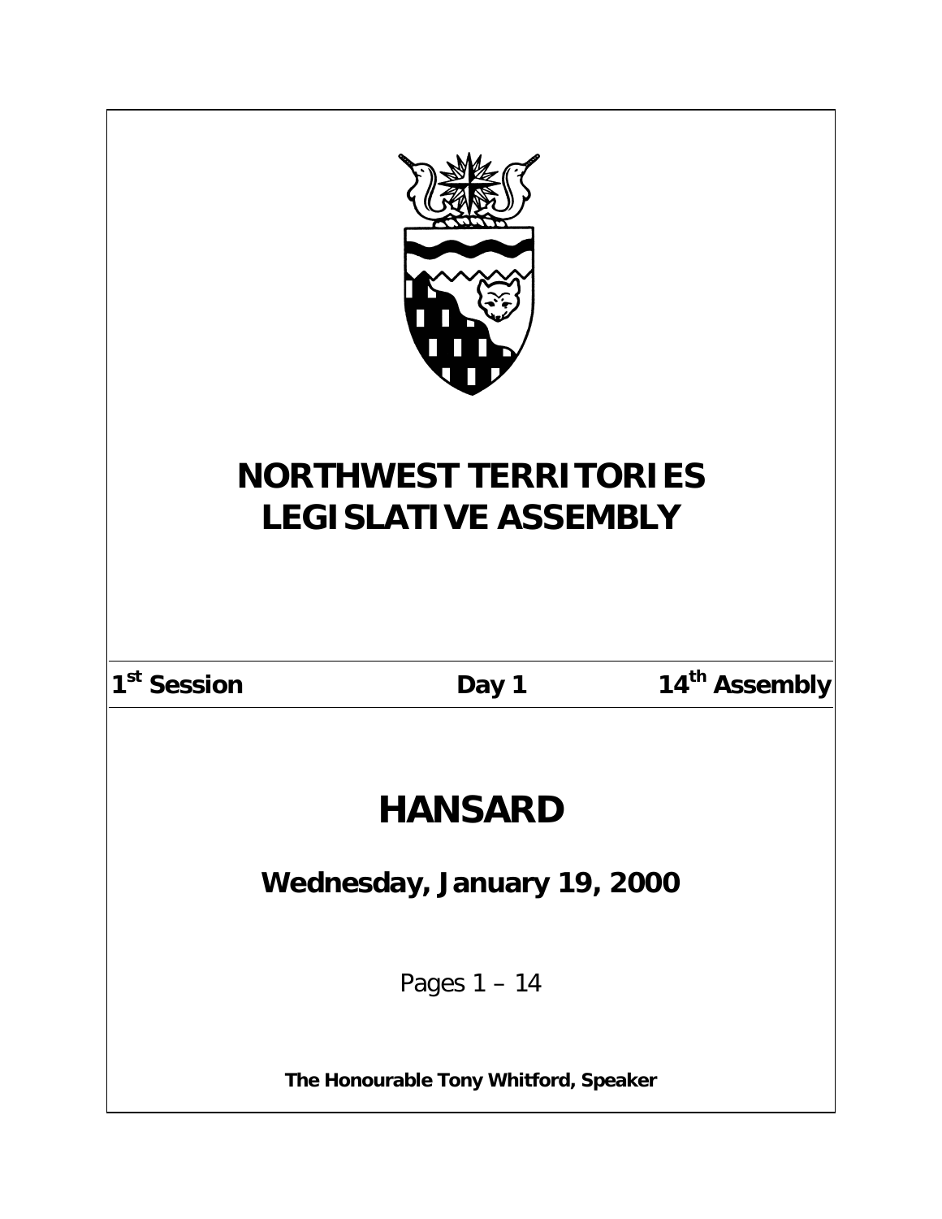# NORTHWEST TERRITORIES LEGISLATIVE ASSEMBLY

**1st Session** **Day 1** **14th Assembly**

# HANSARD

## Wednesday, January 19, 2000

Pages 1 – 14

**The Honourable Tony Whitford, Speaker**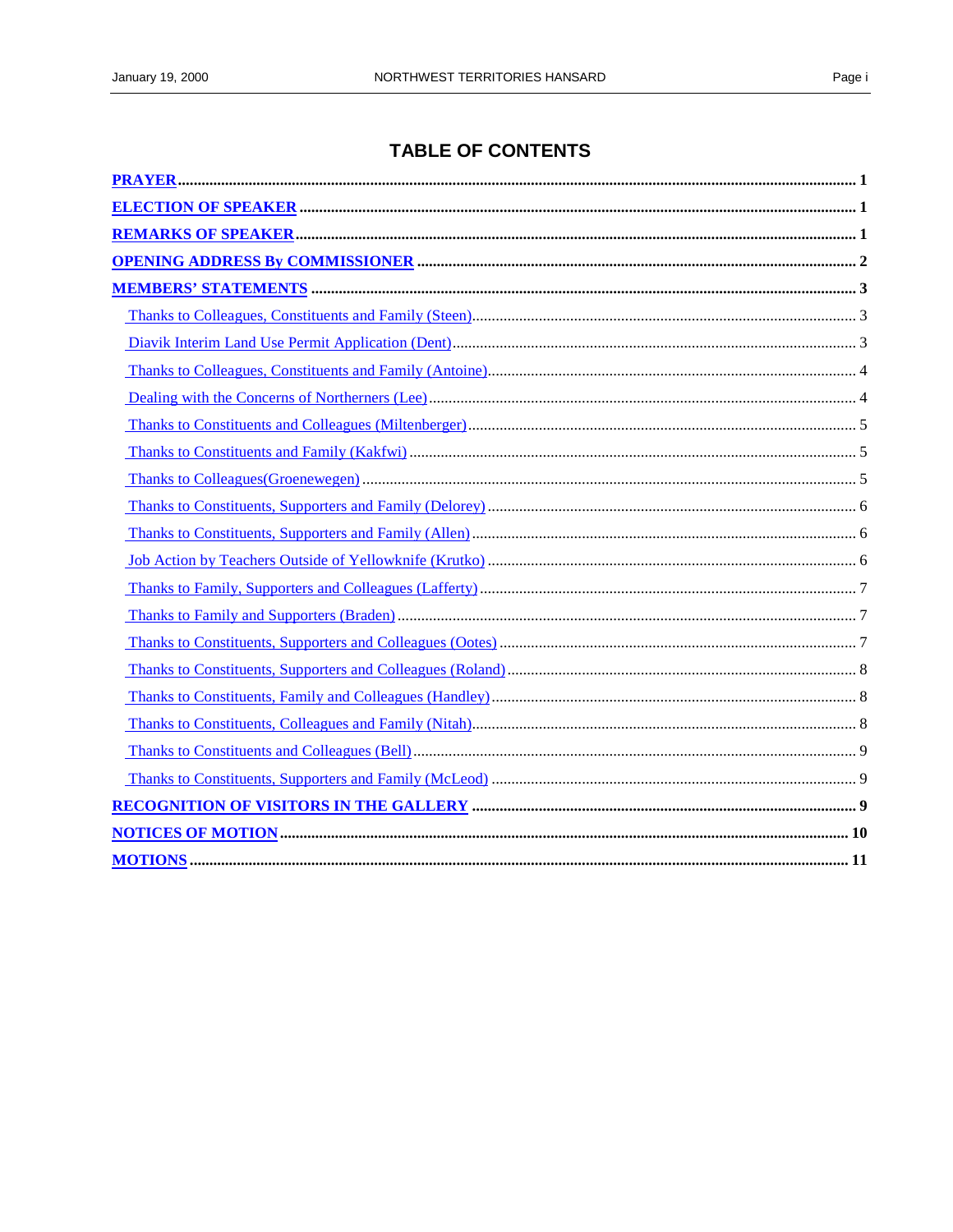# TABLE OF CONTENTS

**PRAYER** ........ 1

**ELECTION OF SPEAKER** ........ 1

**REMARKS OF SPEAKER** ........ 1

**OPENING ADDRESS By COMMISSIONER** ........ 2

**MEMBERS' STATEMENTS** ........ 3

- Thanks to Colleagues, Constituents and Family (Steen) ........ 3
- Diavik Interim Land Use Permit Application (Dent) ........ 3
- Thanks to Colleagues, Constituents and Family (Antoine) ........ 4
- Dealing with the Concerns of Northerners (Lee) ........ 4
- Thanks to Constituents and Colleagues (Miltenberger) ........ 5
- Thanks to Constituents and Family (Kakfwi) ........ 5
- Thanks to Colleagues(Groenewegen) ........ 5
- Thanks to Constituents, Supporters and Family (Delorey) ........ 6
- Thanks to Constituents, Supporters and Family (Allen) ........ 6
- Job Action by Teachers Outside of Yellowknife (Krutko) ........ 6
- Thanks to Family, Supporters and Colleagues (Lafferty) ........ 7
- Thanks to Family and Supporters (Braden) ........ 7
- Thanks to Constituents, Supporters and Colleagues (Ootes) ........ 7
- Thanks to Constituents, Supporters and Colleagues (Roland) ........ 8
- Thanks to Constituents, Family and Colleagues (Handley) ........ 8
- Thanks to Constituents, Colleagues and Family (Nitah) ........ 8
- Thanks to Constituents and Colleagues (Bell) ........ 9
- Thanks to Constituents, Supporters and Family (McLeod) ........ 9

**RECOGNITION OF VISITORS IN THE GALLERY** ........ 9

**NOTICES OF MOTION** ........ 10

**MOTIONS** ........ 11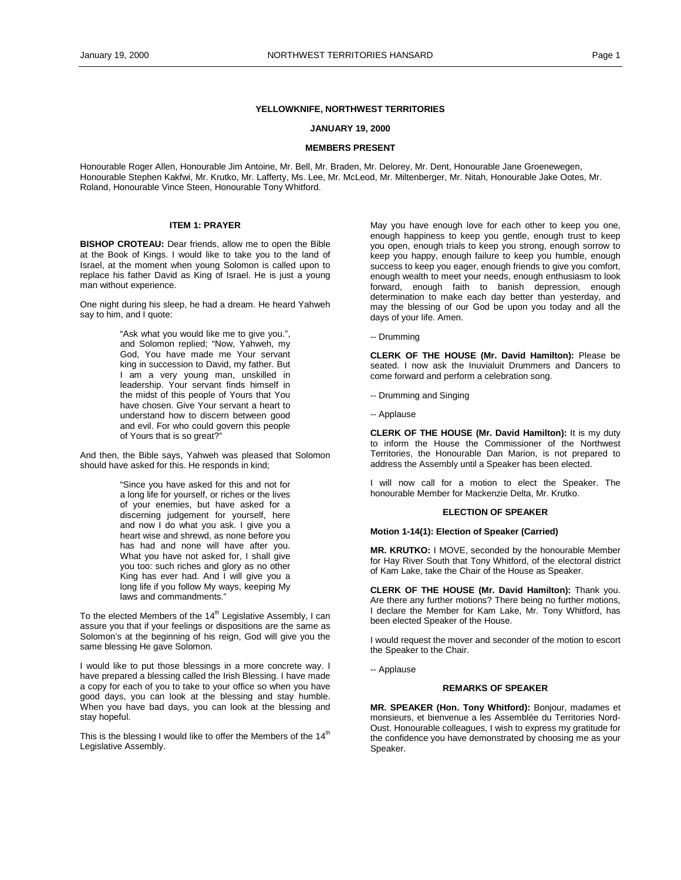**YELLOWKNIFE, NORTHWEST TERRITORIES**

**JANUARY 19, 2000**

**MEMBERS PRESENT**

Honourable Roger Allen, Honourable Jim Antoine, Mr. Bell, Mr. Braden, Mr. Delorey, Mr. Dent, Honourable Jane Groenewegen, Honourable Stephen Kakfwi, Mr. Krutko, Mr. Lafferty, Ms. Lee, Mr. McLeod, Mr. Miltenberger, Mr. Nitah, Honourable Jake Ootes, Mr. Roland, Honourable Vince Steen, Honourable Tony Whitford.

### ITEM 1: PRAYER

**BISHOP CROTEAU:** Dear friends, allow me to open the Bible at the Book of Kings. I would like to take you to the land of Israel, at the moment when young Solomon is called upon to replace his father David as King of Israel. He is just a young man without experience.

One night during his sleep, he had a dream. He heard Yahweh say to him, and I quote:

> "Ask what you would like me to give you.", and Solomon replied; "Now, Yahweh, my God, You have made me Your servant king in succession to David, my father. But I am a very young man, unskilled in leadership. Your servant finds himself in the midst of this people of Yours that You have chosen. Give Your servant a heart to understand how to discern between good and evil. For who could govern this people of Yours that is so great?"

And then, the Bible says, Yahweh was pleased that Solomon should have asked for this. He responds in kind;

> "Since you have asked for this and not for a long life for yourself, or riches or the lives of your enemies, but have asked for a discerning judgement for yourself, here and now I do what you ask. I give you a heart wise and shrewd, as none before you has had and none will have after you. What you have not asked for, I shall give you too: such riches and glory as no other King has ever had. And I will give you a long life if you follow My ways, keeping My laws and commandments."

To the elected Members of the 14th Legislative Assembly, I can assure you that if your feelings or dispositions are the same as Solomon's at the beginning of his reign, God will give you the same blessing He gave Solomon.

I would like to put those blessings in a more concrete way. I have prepared a blessing called the Irish Blessing. I have made a copy for each of you to take to your office so when you have good days, you can look at the blessing and stay humble. When you have bad days, you can look at the blessing and stay hopeful.

This is the blessing I would like to offer the Members of the 14th Legislative Assembly.

May you have enough love for each other to keep you one, enough happiness to keep you gentle, enough trust to keep you open, enough trials to keep you strong, enough sorrow to keep you happy, enough failure to keep you humble, enough success to keep you eager, enough friends to give you comfort, enough wealth to meet your needs, enough enthusiasm to look forward, enough faith to banish depression, enough determination to make each day better than yesterday, and may the blessing of our God be upon you today and all the days of your life. Amen.

-- Drumming

**CLERK OF THE HOUSE (Mr. David Hamilton):** Please be seated. I now ask the Inuvialuit Drummers and Dancers to come forward and perform a celebration song.

-- Drumming and Singing

-- Applause

**CLERK OF THE HOUSE (Mr. David Hamilton):** It is my duty to inform the House the Commissioner of the Northwest Territories, the Honourable Dan Marion, is not prepared to address the Assembly until a Speaker has been elected.

I will now call for a motion to elect the Speaker. The honourable Member for Mackenzie Delta, Mr. Krutko.

### ELECTION OF SPEAKER

**Motion 1-14(1): Election of Speaker (Carried)**

**MR. KRUTKO:** I MOVE, seconded by the honourable Member for Hay River South that Tony Whitford, of the electoral district of Kam Lake, take the Chair of the House as Speaker.

**CLERK OF THE HOUSE (Mr. David Hamilton):** Thank you. Are there any further motions? There being no further motions, I declare the Member for Kam Lake, Mr. Tony Whitford, has been elected Speaker of the House.

I would request the mover and seconder of the motion to escort the Speaker to the Chair.

-- Applause

### REMARKS OF SPEAKER

**MR. SPEAKER (Hon. Tony Whitford):** Bonjour, madames et monsieurs, et bienvenue a les Assemblée du Territories Nord-Oust. Honourable colleagues, I wish to express my gratitude for the confidence you have demonstrated by choosing me as your Speaker.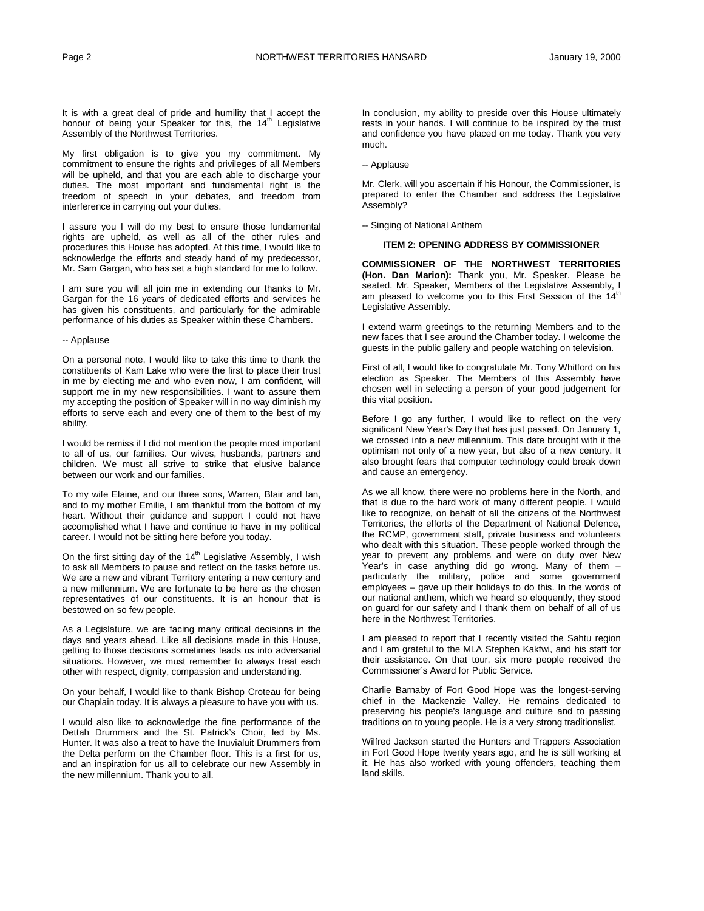It is with a great deal of pride and humility that I accept the honour of being your Speaker for this, the 14th Legislative Assembly of the Northwest Territories.

My first obligation is to give you my commitment. My commitment to ensure the rights and privileges of all Members will be upheld, and that you are each able to discharge your duties. The most important and fundamental right is the freedom of speech in your debates, and freedom from interference in carrying out your duties.

I assure you I will do my best to ensure those fundamental rights are upheld, as well as all of the other rules and procedures this House has adopted. At this time, I would like to acknowledge the efforts and steady hand of my predecessor, Mr. Sam Gargan, who has set a high standard for me to follow.

I am sure you will all join me in extending our thanks to Mr. Gargan for the 16 years of dedicated efforts and services he has given his constituents, and particularly for the admirable performance of his duties as Speaker within these Chambers.

-- Applause

On a personal note, I would like to take this time to thank the constituents of Kam Lake who were the first to place their trust in me by electing me and who even now, I am confident, will support me in my new responsibilities. I want to assure them my accepting the position of Speaker will in no way diminish my efforts to serve each and every one of them to the best of my ability.

I would be remiss if I did not mention the people most important to all of us, our families. Our wives, husbands, partners and children. We must all strive to strike that elusive balance between our work and our families.

To my wife Elaine, and our three sons, Warren, Blair and Ian, and to my mother Emilie, I am thankful from the bottom of my heart. Without their guidance and support I could not have accomplished what I have and continue to have in my political career. I would not be sitting here before you today.

On the first sitting day of the 14th Legislative Assembly, I wish to ask all Members to pause and reflect on the tasks before us. We are a new and vibrant Territory entering a new century and a new millennium. We are fortunate to be here as the chosen representatives of our constituents. It is an honour that is bestowed on so few people.

As a Legislature, we are facing many critical decisions in the days and years ahead. Like all decisions made in this House, getting to those decisions sometimes leads us into adversarial situations. However, we must remember to always treat each other with respect, dignity, compassion and understanding.

On your behalf, I would like to thank Bishop Croteau for being our Chaplain today. It is always a pleasure to have you with us.

I would also like to acknowledge the fine performance of the Dettah Drummers and the St. Patrick's Choir, led by Ms. Hunter. It was also a treat to have the Inuvialuit Drummers from the Delta perform on the Chamber floor. This is a first for us, and an inspiration for us all to celebrate our new Assembly in the new millennium. Thank you to all.

In conclusion, my ability to preside over this House ultimately rests in your hands. I will continue to be inspired by the trust and confidence you have placed on me today. Thank you very much.

-- Applause

Mr. Clerk, will you ascertain if his Honour, the Commissioner, is prepared to enter the Chamber and address the Legislative Assembly?

-- Singing of National Anthem

## ITEM 2: OPENING ADDRESS BY COMMISSIONER

**COMMISSIONER OF THE NORTHWEST TERRITORIES (Hon. Dan Marion):** Thank you, Mr. Speaker. Please be seated. Mr. Speaker, Members of the Legislative Assembly, I am pleased to welcome you to this First Session of the 14th Legislative Assembly.

I extend warm greetings to the returning Members and to the new faces that I see around the Chamber today. I welcome the guests in the public gallery and people watching on television.

First of all, I would like to congratulate Mr. Tony Whitford on his election as Speaker. The Members of this Assembly have chosen well in selecting a person of your good judgement for this vital position.

Before I go any further, I would like to reflect on the very significant New Year's Day that has just passed. On January 1, we crossed into a new millennium. This date brought with it the optimism not only of a new year, but also of a new century. It also brought fears that computer technology could break down and cause an emergency.

As we all know, there were no problems here in the North, and that is due to the hard work of many different people. I would like to recognize, on behalf of all the citizens of the Northwest Territories, the efforts of the Department of National Defence, the RCMP, government staff, private business and volunteers who dealt with this situation. These people worked through the year to prevent any problems and were on duty over New Year's in case anything did go wrong. Many of them – particularly the military, police and some government employees – gave up their holidays to do this. In the words of our national anthem, which we heard so eloquently, they stood on guard for our safety and I thank them on behalf of all of us here in the Northwest Territories.

I am pleased to report that I recently visited the Sahtu region and I am grateful to the MLA Stephen Kakfwi, and his staff for their assistance. On that tour, six more people received the Commissioner's Award for Public Service.

Charlie Barnaby of Fort Good Hope was the longest-serving chief in the Mackenzie Valley. He remains dedicated to preserving his people's language and culture and to passing traditions on to young people. He is a very strong traditionalist.

Wilfred Jackson started the Hunters and Trappers Association in Fort Good Hope twenty years ago, and he is still working at it. He has also worked with young offenders, teaching them land skills.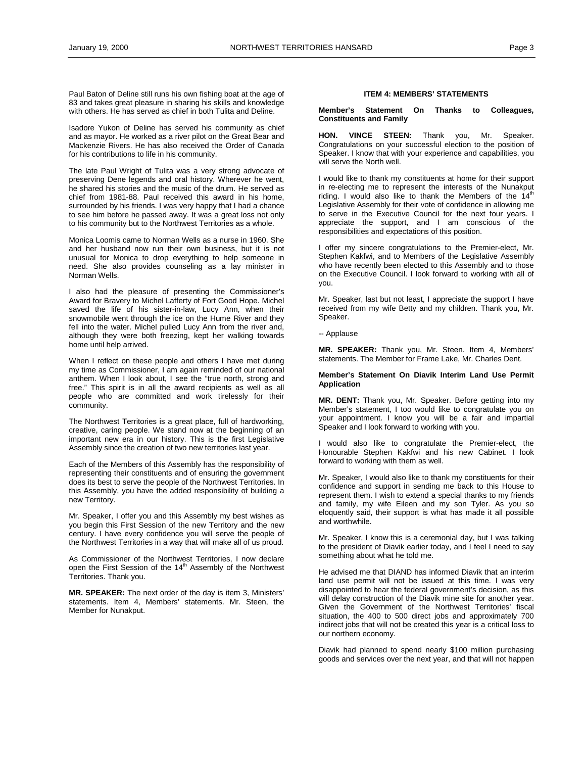Paul Baton of Deline still runs his own fishing boat at the age of 83 and takes great pleasure in sharing his skills and knowledge with others. He has served as chief in both Tulita and Deline.

Isadore Yukon of Deline has served his community as chief and as mayor. He worked as a river pilot on the Great Bear and Mackenzie Rivers. He has also received the Order of Canada for his contributions to life in his community.

The late Paul Wright of Tulita was a very strong advocate of preserving Dene legends and oral history. Wherever he went, he shared his stories and the music of the drum. He served as chief from 1981-88. Paul received this award in his home, surrounded by his friends. I was very happy that I had a chance to see him before he passed away. It was a great loss not only to his community but to the Northwest Territories as a whole.

Monica Loomis came to Norman Wells as a nurse in 1960. She and her husband now run their own business, but it is not unusual for Monica to drop everything to help someone in need. She also provides counseling as a lay minister in Norman Wells.

I also had the pleasure of presenting the Commissioner's Award for Bravery to Michel Lafferty of Fort Good Hope. Michel saved the life of his sister-in-law, Lucy Ann, when their snowmobile went through the ice on the Hume River and they fell into the water. Michel pulled Lucy Ann from the river and, although they were both freezing, kept her walking towards home until help arrived.

When I reflect on these people and others I have met during my time as Commissioner, I am again reminded of our national anthem. When I look about, I see the "true north, strong and free." This spirit is in all the award recipients as well as all people who are committed and work tirelessly for their community.

The Northwest Territories is a great place, full of hardworking, creative, caring people. We stand now at the beginning of an important new era in our history. This is the first Legislative Assembly since the creation of two new territories last year.

Each of the Members of this Assembly has the responsibility of representing their constituents and of ensuring the government does its best to serve the people of the Northwest Territories. In this Assembly, you have the added responsibility of building a new Territory.

Mr. Speaker, I offer you and this Assembly my best wishes as you begin this First Session of the new Territory and the new century. I have every confidence you will serve the people of the Northwest Territories in a way that will make all of us proud.

As Commissioner of the Northwest Territories, I now declare open the First Session of the 14th Assembly of the Northwest Territories. Thank you.

**MR. SPEAKER:** The next order of the day is item 3, Ministers' statements. Item 4, Members' statements. Mr. Steen, the Member for Nunakput.

## ITEM 4: MEMBERS' STATEMENTS

### Member's Statement On Thanks to Colleagues, Constituents and Family

**HON. VINCE STEEN:** Thank you, Mr. Speaker. Congratulations on your successful election to the position of Speaker. I know that with your experience and capabilities, you will serve the North well.

I would like to thank my constituents at home for their support in re-electing me to represent the interests of the Nunakput riding. I would also like to thank the Members of the 14th Legislative Assembly for their vote of confidence in allowing me to serve in the Executive Council for the next four years. I appreciate the support, and I am conscious of the responsibilities and expectations of this position.

I offer my sincere congratulations to the Premier-elect, Mr. Stephen Kakfwi, and to Members of the Legislative Assembly who have recently been elected to this Assembly and to those on the Executive Council. I look forward to working with all of you.

Mr. Speaker, last but not least, I appreciate the support I have received from my wife Betty and my children. Thank you, Mr. Speaker.

-- Applause

**MR. SPEAKER:** Thank you, Mr. Steen. Item 4, Members' statements. The Member for Frame Lake, Mr. Charles Dent.

### Member's Statement On Diavik Interim Land Use Permit Application

**MR. DENT:** Thank you, Mr. Speaker. Before getting into my Member's statement, I too would like to congratulate you on your appointment. I know you will be a fair and impartial Speaker and I look forward to working with you.

I would also like to congratulate the Premier-elect, the Honourable Stephen Kakfwi and his new Cabinet. I look forward to working with them as well.

Mr. Speaker, I would also like to thank my constituents for their confidence and support in sending me back to this House to represent them. I wish to extend a special thanks to my friends and family, my wife Eileen and my son Tyler. As you so eloquently said, their support is what has made it all possible and worthwhile.

Mr. Speaker, I know this is a ceremonial day, but I was talking to the president of Diavik earlier today, and I feel I need to say something about what he told me.

He advised me that DIAND has informed Diavik that an interim land use permit will not be issued at this time. I was very disappointed to hear the federal government's decision, as this will delay construction of the Diavik mine site for another year. Given the Government of the Northwest Territories' fiscal situation, the 400 to 500 direct jobs and approximately 700 indirect jobs that will not be created this year is a critical loss to our northern economy.

Diavik had planned to spend nearly $100 million purchasing goods and services over the next year, and that will not happen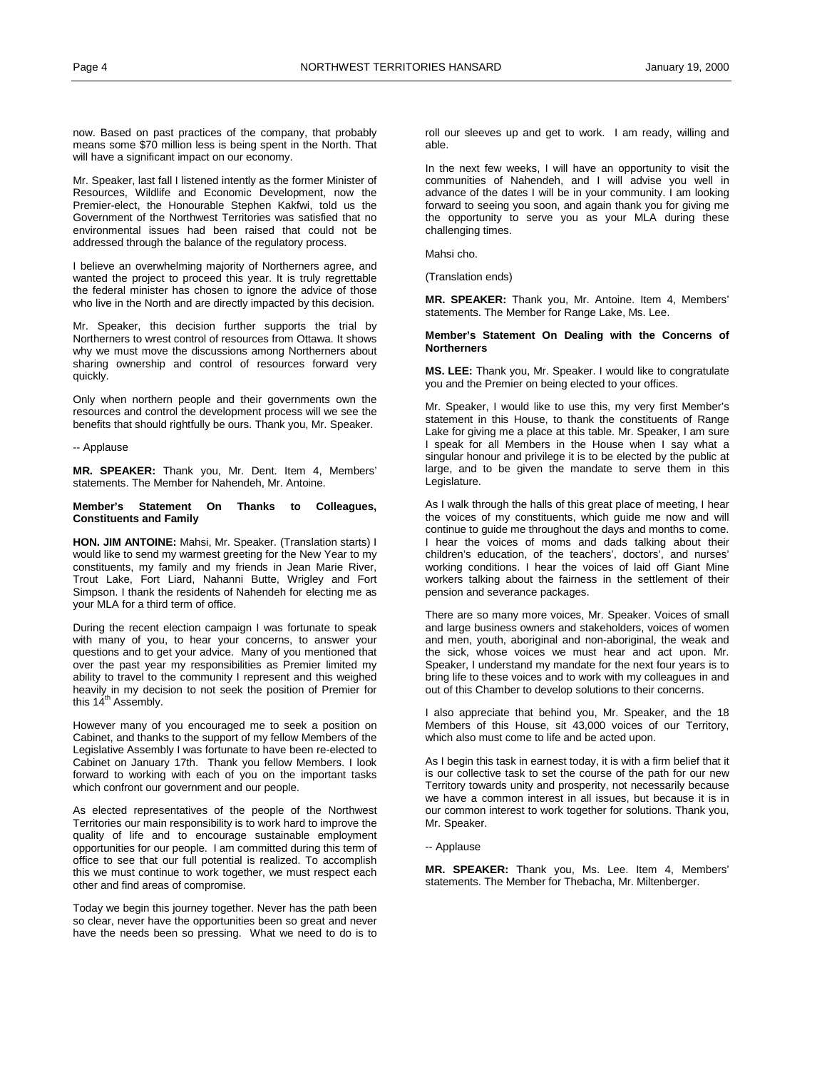now. Based on past practices of the company, that probably means some $70 million less is being spent in the North. That will have a significant impact on our economy.

Mr. Speaker, last fall I listened intently as the former Minister of Resources, Wildlife and Economic Development, now the Premier-elect, the Honourable Stephen Kakfwi, told us the Government of the Northwest Territories was satisfied that no environmental issues had been raised that could not be addressed through the balance of the regulatory process.

I believe an overwhelming majority of Northerners agree, and wanted the project to proceed this year. It is truly regrettable the federal minister has chosen to ignore the advice of those who live in the North and are directly impacted by this decision.

Mr. Speaker, this decision further supports the trial by Northerners to wrest control of resources from Ottawa. It shows why we must move the discussions among Northerners about sharing ownership and control of resources forward very quickly.

Only when northern people and their governments own the resources and control the development process will we see the benefits that should rightfully be ours. Thank you, Mr. Speaker.

-- Applause

**MR. SPEAKER:** Thank you, Mr. Dent. Item 4, Members' statements. The Member for Nahendeh, Mr. Antoine.

**Member's Statement On Thanks to Colleagues, Constituents and Family**

**HON. JIM ANTOINE:** Mahsi, Mr. Speaker. (Translation starts) I would like to send my warmest greeting for the New Year to my constituents, my family and my friends in Jean Marie River, Trout Lake, Fort Liard, Nahanni Butte, Wrigley and Fort Simpson. I thank the residents of Nahendeh for electing me as your MLA for a third term of office.

During the recent election campaign I was fortunate to speak with many of you, to hear your concerns, to answer your questions and to get your advice. Many of you mentioned that over the past year my responsibilities as Premier limited my ability to travel to the community I represent and this weighed heavily in my decision to not seek the position of Premier for this 14th Assembly.

However many of you encouraged me to seek a position on Cabinet, and thanks to the support of my fellow Members of the Legislative Assembly I was fortunate to have been re-elected to Cabinet on January 17th. Thank you fellow Members. I look forward to working with each of you on the important tasks which confront our government and our people.

As elected representatives of the people of the Northwest Territories our main responsibility is to work hard to improve the quality of life and to encourage sustainable employment opportunities for our people. I am committed during this term of office to see that our full potential is realized. To accomplish this we must continue to work together, we must respect each other and find areas of compromise.

Today we begin this journey together. Never has the path been so clear, never have the opportunities been so great and never have the needs been so pressing. What we need to do is to roll our sleeves up and get to work. I am ready, willing and able.

In the next few weeks, I will have an opportunity to visit the communities of Nahendeh, and I will advise you well in advance of the dates I will be in your community. I am looking forward to seeing you soon, and again thank you for giving me the opportunity to serve you as your MLA during these challenging times.

Mahsi cho.

(Translation ends)

**MR. SPEAKER:** Thank you, Mr. Antoine. Item 4, Members' statements. The Member for Range Lake, Ms. Lee.

**Member's Statement On Dealing with the Concerns of Northerners**

**MS. LEE:** Thank you, Mr. Speaker. I would like to congratulate you and the Premier on being elected to your offices.

Mr. Speaker, I would like to use this, my very first Member's statement in this House, to thank the constituents of Range Lake for giving me a place at this table. Mr. Speaker, I am sure I speak for all Members in the House when I say what a singular honour and privilege it is to be elected by the public at large, and to be given the mandate to serve them in this Legislature.

As I walk through the halls of this great place of meeting, I hear the voices of my constituents, which guide me now and will continue to guide me throughout the days and months to come. I hear the voices of moms and dads talking about their children's education, of the teachers', doctors', and nurses' working conditions. I hear the voices of laid off Giant Mine workers talking about the fairness in the settlement of their pension and severance packages.

There are so many more voices, Mr. Speaker. Voices of small and large business owners and stakeholders, voices of women and men, youth, aboriginal and non-aboriginal, the weak and the sick, whose voices we must hear and act upon. Mr. Speaker, I understand my mandate for the next four years is to bring life to these voices and to work with my colleagues in and out of this Chamber to develop solutions to their concerns.

I also appreciate that behind you, Mr. Speaker, and the 18 Members of this House, sit 43,000 voices of our Territory, which also must come to life and be acted upon.

As I begin this task in earnest today, it is with a firm belief that it is our collective task to set the course of the path for our new Territory towards unity and prosperity, not necessarily because we have a common interest in all issues, but because it is in our common interest to work together for solutions. Thank you, Mr. Speaker.

-- Applause

**MR. SPEAKER:** Thank you, Ms. Lee. Item 4, Members' statements. The Member for Thebacha, Mr. Miltenberger.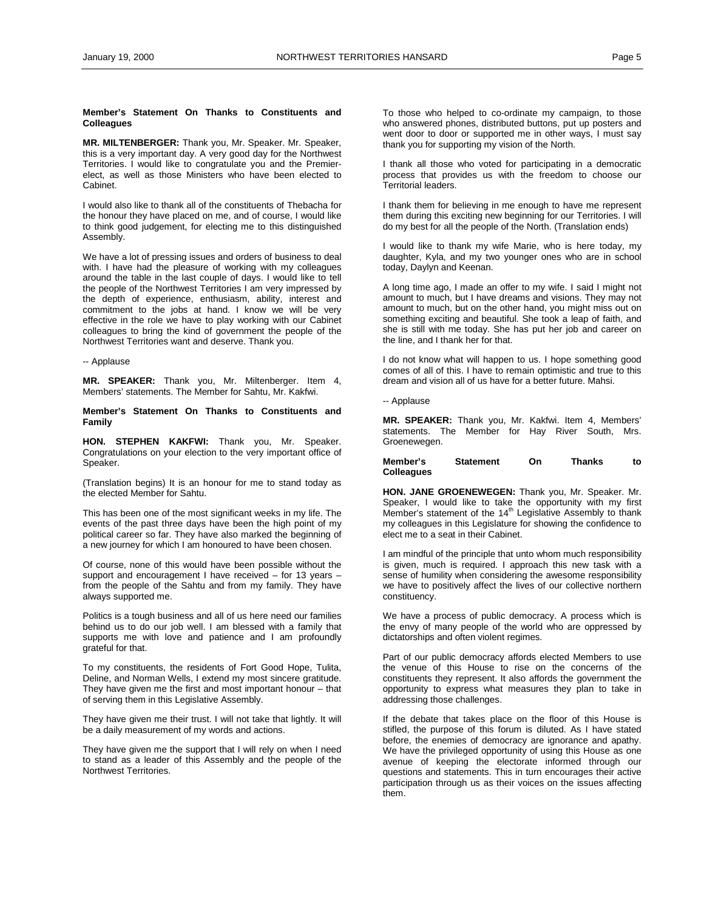**Member's Statement On Thanks to Constituents and Colleagues**

**MR. MILTENBERGER:** Thank you, Mr. Speaker. Mr. Speaker, this is a very important day. A very good day for the Northwest Territories. I would like to congratulate you and the Premier-elect, as well as those Ministers who have been elected to Cabinet.

I would also like to thank all of the constituents of Thebacha for the honour they have placed on me, and of course, I would like to think good judgement, for electing me to this distinguished Assembly.

We have a lot of pressing issues and orders of business to deal with. I have had the pleasure of working with my colleagues around the table in the last couple of days. I would like to tell the people of the Northwest Territories I am very impressed by the depth of experience, enthusiasm, ability, interest and commitment to the jobs at hand. I know we will be very effective in the role we have to play working with our Cabinet colleagues to bring the kind of government the people of the Northwest Territories want and deserve. Thank you.

-- Applause

**MR. SPEAKER:** Thank you, Mr. Miltenberger. Item 4, Members' statements. The Member for Sahtu, Mr. Kakfwi.

**Member's Statement On Thanks to Constituents and Family**

**HON. STEPHEN KAKFWI:** Thank you, Mr. Speaker. Congratulations on your election to the very important office of Speaker.

(Translation begins) It is an honour for me to stand today as the elected Member for Sahtu.

This has been one of the most significant weeks in my life. The events of the past three days have been the high point of my political career so far. They have also marked the beginning of a new journey for which I am honoured to have been chosen.

Of course, none of this would have been possible without the support and encouragement I have received – for 13 years – from the people of the Sahtu and from my family. They have always supported me.

Politics is a tough business and all of us here need our families behind us to do our job well. I am blessed with a family that supports me with love and patience and I am profoundly grateful for that.

To my constituents, the residents of Fort Good Hope, Tulita, Deline, and Norman Wells, I extend my most sincere gratitude. They have given me the first and most important honour – that of serving them in this Legislative Assembly.

They have given me their trust. I will not take that lightly. It will be a daily measurement of my words and actions.

They have given me the support that I will rely on when I need to stand as a leader of this Assembly and the people of the Northwest Territories.

To those who helped to co-ordinate my campaign, to those who answered phones, distributed buttons, put up posters and went door to door or supported me in other ways, I must say thank you for supporting my vision of the North.

I thank all those who voted for participating in a democratic process that provides us with the freedom to choose our Territorial leaders.

I thank them for believing in me enough to have me represent them during this exciting new beginning for our Territories. I will do my best for all the people of the North. (Translation ends)

I would like to thank my wife Marie, who is here today, my daughter, Kyla, and my two younger ones who are in school today, Daylyn and Keenan.

A long time ago, I made an offer to my wife. I said I might not amount to much, but I have dreams and visions. They may not amount to much, but on the other hand, you might miss out on something exciting and beautiful. She took a leap of faith, and she is still with me today. She has put her job and career on the line, and I thank her for that.

I do not know what will happen to us. I hope something good comes of all of this. I have to remain optimistic and true to this dream and vision all of us have for a better future. Mahsi.

-- Applause

**MR. SPEAKER:** Thank you, Mr. Kakfwi. Item 4, Members' statements. The Member for Hay River South, Mrs. Groenewegen.

**Member's Statement On Thanks to Colleagues**

**HON. JANE GROENEWEGEN:** Thank you, Mr. Speaker. Mr. Speaker, I would like to take the opportunity with my first Member's statement of the 14th Legislative Assembly to thank my colleagues in this Legislature for showing the confidence to elect me to a seat in their Cabinet.

I am mindful of the principle that unto whom much responsibility is given, much is required. I approach this new task with a sense of humility when considering the awesome responsibility we have to positively affect the lives of our collective northern constituency.

We have a process of public democracy. A process which is the envy of many people of the world who are oppressed by dictatorships and often violent regimes.

Part of our public democracy affords elected Members to use the venue of this House to rise on the concerns of the constituents they represent. It also affords the government the opportunity to express what measures they plan to take in addressing those challenges.

If the debate that takes place on the floor of this House is stifled, the purpose of this forum is diluted. As I have stated before, the enemies of democracy are ignorance and apathy. We have the privileged opportunity of using this House as one avenue of keeping the electorate informed through our questions and statements. This in turn encourages their active participation through us as their voices on the issues affecting them.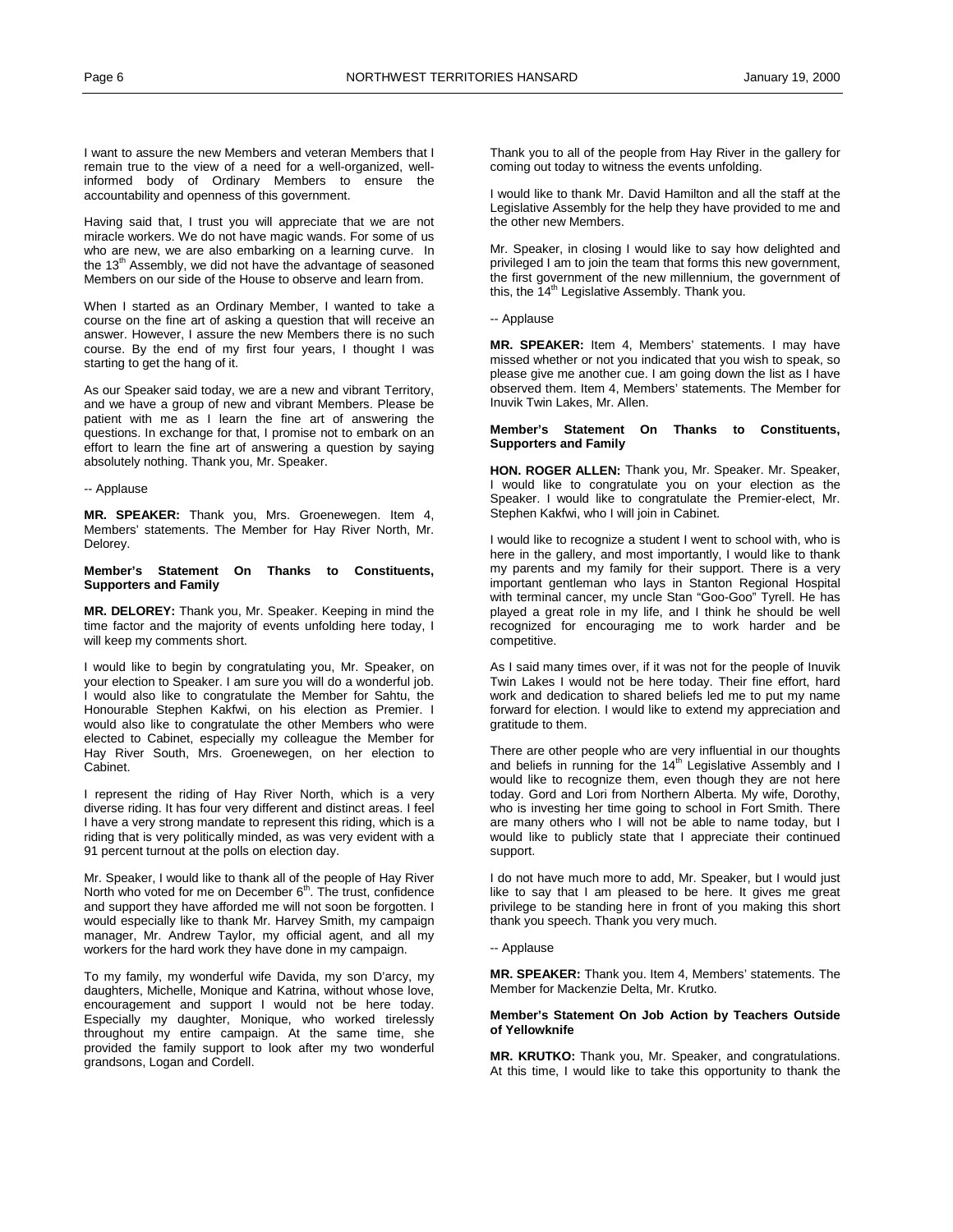I want to assure the new Members and veteran Members that I remain true to the view of a need for a well-organized, well-informed body of Ordinary Members to ensure the accountability and openness of this government.

Having said that, I trust you will appreciate that we are not miracle workers. We do not have magic wands. For some of us who are new, we are also embarking on a learning curve. In the 13th Assembly, we did not have the advantage of seasoned Members on our side of the House to observe and learn from.

When I started as an Ordinary Member, I wanted to take a course on the fine art of asking a question that will receive an answer. However, I assure the new Members there is no such course. By the end of my first four years, I thought I was starting to get the hang of it.

As our Speaker said today, we are a new and vibrant Territory, and we have a group of new and vibrant Members. Please be patient with me as I learn the fine art of answering the questions. In exchange for that, I promise not to embark on an effort to learn the fine art of answering a question by saying absolutely nothing. Thank you, Mr. Speaker.

-- Applause

**MR. SPEAKER:** Thank you, Mrs. Groenewegen. Item 4, Members' statements. The Member for Hay River North, Mr. Delorey.

**Member's Statement On Thanks to Constituents, Supporters and Family**

**MR. DELOREY:** Thank you, Mr. Speaker. Keeping in mind the time factor and the majority of events unfolding here today, I will keep my comments short.

I would like to begin by congratulating you, Mr. Speaker, on your election to Speaker. I am sure you will do a wonderful job. I would also like to congratulate the Member for Sahtu, the Honourable Stephen Kakfwi, on his election as Premier. I would also like to congratulate the other Members who were elected to Cabinet, especially my colleague the Member for Hay River South, Mrs. Groenewegen, on her election to Cabinet.

I represent the riding of Hay River North, which is a very diverse riding. It has four very different and distinct areas. I feel I have a very strong mandate to represent this riding, which is a riding that is very politically minded, as was very evident with a 91 percent turnout at the polls on election day.

Mr. Speaker, I would like to thank all of the people of Hay River North who voted for me on December 6th. The trust, confidence and support they have afforded me will not soon be forgotten. I would especially like to thank Mr. Harvey Smith, my campaign manager, Mr. Andrew Taylor, my official agent, and all my workers for the hard work they have done in my campaign.

To my family, my wonderful wife Davida, my son D'arcy, my daughters, Michelle, Monique and Katrina, without whose love, encouragement and support I would not be here today. Especially my daughter, Monique, who worked tirelessly throughout my entire campaign. At the same time, she provided the family support to look after my two wonderful grandsons, Logan and Cordell.

Thank you to all of the people from Hay River in the gallery for coming out today to witness the events unfolding.

I would like to thank Mr. David Hamilton and all the staff at the Legislative Assembly for the help they have provided to me and the other new Members.

Mr. Speaker, in closing I would like to say how delighted and privileged I am to join the team that forms this new government, the first government of the new millennium, the government of this, the 14th Legislative Assembly. Thank you.

-- Applause

**MR. SPEAKER:** Item 4, Members' statements. I may have missed whether or not you indicated that you wish to speak, so please give me another cue. I am going down the list as I have observed them. Item 4, Members' statements. The Member for Inuvik Twin Lakes, Mr. Allen.

**Member's Statement On Thanks to Constituents, Supporters and Family**

**HON. ROGER ALLEN:** Thank you, Mr. Speaker. Mr. Speaker, I would like to congratulate you on your election as the Speaker. I would like to congratulate the Premier-elect, Mr. Stephen Kakfwi, who I will join in Cabinet.

I would like to recognize a student I went to school with, who is here in the gallery, and most importantly, I would like to thank my parents and my family for their support. There is a very important gentleman who lays in Stanton Regional Hospital with terminal cancer, my uncle Stan "Goo-Goo" Tyrell. He has played a great role in my life, and I think he should be well recognized for encouraging me to work harder and be competitive.

As I said many times over, if it was not for the people of Inuvik Twin Lakes I would not be here today. Their fine effort, hard work and dedication to shared beliefs led me to put my name forward for election. I would like to extend my appreciation and gratitude to them.

There are other people who are very influential in our thoughts and beliefs in running for the 14th Legislative Assembly and I would like to recognize them, even though they are not here today. Gord and Lori from Northern Alberta. My wife, Dorothy, who is investing her time going to school in Fort Smith. There are many others who I will not be able to name today, but I would like to publicly state that I appreciate their continued support.

I do not have much more to add, Mr. Speaker, but I would just like to say that I am pleased to be here. It gives me great privilege to be standing here in front of you making this short thank you speech. Thank you very much.

-- Applause

**MR. SPEAKER:** Thank you. Item 4, Members' statements. The Member for Mackenzie Delta, Mr. Krutko.

**Member's Statement On Job Action by Teachers Outside of Yellowknife**

**MR. KRUTKO:** Thank you, Mr. Speaker, and congratulations. At this time, I would like to take this opportunity to thank the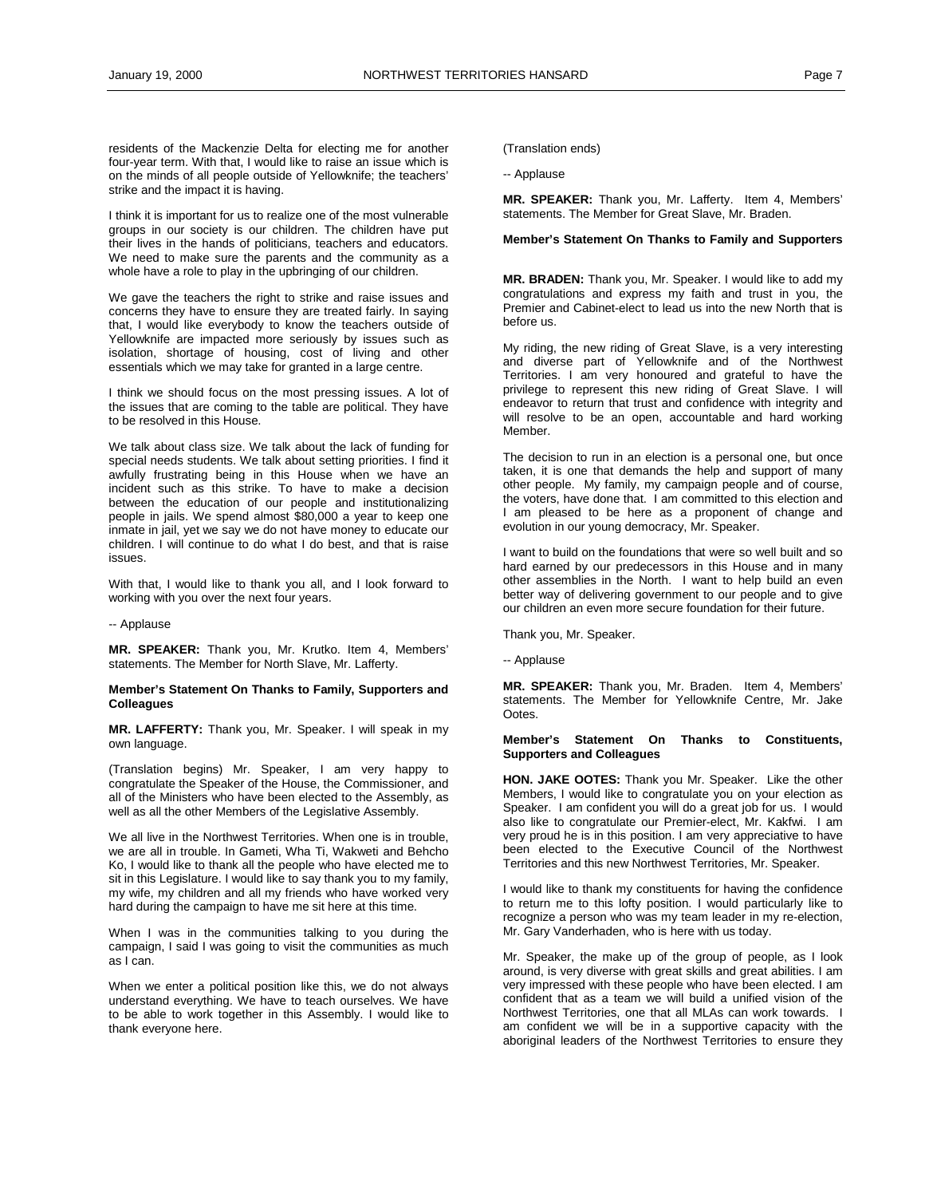residents of the Mackenzie Delta for electing me for another four-year term. With that, I would like to raise an issue which is on the minds of all people outside of Yellowknife; the teachers' strike and the impact it is having.

I think it is important for us to realize one of the most vulnerable groups in our society is our children. The children have put their lives in the hands of politicians, teachers and educators. We need to make sure the parents and the community as a whole have a role to play in the upbringing of our children.

We gave the teachers the right to strike and raise issues and concerns they have to ensure they are treated fairly. In saying that, I would like everybody to know the teachers outside of Yellowknife are impacted more seriously by issues such as isolation, shortage of housing, cost of living and other essentials which we may take for granted in a large centre.

I think we should focus on the most pressing issues. A lot of the issues that are coming to the table are political. They have to be resolved in this House.

We talk about class size. We talk about the lack of funding for special needs students. We talk about setting priorities. I find it awfully frustrating being in this House when we have an incident such as this strike. To have to make a decision between the education of our people and institutionalizing people in jails. We spend almost $80,000 a year to keep one inmate in jail, yet we say we do not have money to educate our children. I will continue to do what I do best, and that is raise issues.

With that, I would like to thank you all, and I look forward to working with you over the next four years.

-- Applause

**MR. SPEAKER:** Thank you, Mr. Krutko. Item 4, Members' statements. The Member for North Slave, Mr. Lafferty.

**Member's Statement On Thanks to Family, Supporters and Colleagues**

**MR. LAFFERTY:** Thank you, Mr. Speaker. I will speak in my own language.

(Translation begins) Mr. Speaker, I am very happy to congratulate the Speaker of the House, the Commissioner, and all of the Ministers who have been elected to the Assembly, as well as all the other Members of the Legislative Assembly.

We all live in the Northwest Territories. When one is in trouble, we are all in trouble. In Gameti, Wha Ti, Wakweti and Behcho Ko, I would like to thank all the people who have elected me to sit in this Legislature. I would like to say thank you to my family, my wife, my children and all my friends who have worked very hard during the campaign to have me sit here at this time.

When I was in the communities talking to you during the campaign, I said I was going to visit the communities as much as I can.

When we enter a political position like this, we do not always understand everything. We have to teach ourselves. We have to be able to work together in this Assembly. I would like to thank everyone here.

(Translation ends)

-- Applause

**MR. SPEAKER:** Thank you, Mr. Lafferty. Item 4, Members' statements. The Member for Great Slave, Mr. Braden.

**Member's Statement On Thanks to Family and Supporters**

**MR. BRADEN:** Thank you, Mr. Speaker. I would like to add my congratulations and express my faith and trust in you, the Premier and Cabinet-elect to lead us into the new North that is before us.

My riding, the new riding of Great Slave, is a very interesting and diverse part of Yellowknife and of the Northwest Territories. I am very honoured and grateful to have the privilege to represent this new riding of Great Slave. I will endeavor to return that trust and confidence with integrity and will resolve to be an open, accountable and hard working Member.

The decision to run in an election is a personal one, but once taken, it is one that demands the help and support of many other people. My family, my campaign people and of course, the voters, have done that. I am committed to this election and I am pleased to be here as a proponent of change and evolution in our young democracy, Mr. Speaker.

I want to build on the foundations that were so well built and so hard earned by our predecessors in this House and in many other assemblies in the North. I want to help build an even better way of delivering government to our people and to give our children an even more secure foundation for their future.

Thank you, Mr. Speaker.

-- Applause

**MR. SPEAKER:** Thank you, Mr. Braden. Item 4, Members' statements. The Member for Yellowknife Centre, Mr. Jake Ootes.

**Member's Statement On Thanks to Constituents, Supporters and Colleagues**

**HON. JAKE OOTES:** Thank you Mr. Speaker. Like the other Members, I would like to congratulate you on your election as Speaker. I am confident you will do a great job for us. I would also like to congratulate our Premier-elect, Mr. Kakfwi. I am very proud he is in this position. I am very appreciative to have been elected to the Executive Council of the Northwest Territories and this new Northwest Territories, Mr. Speaker.

I would like to thank my constituents for having the confidence to return me to this lofty position. I would particularly like to recognize a person who was my team leader in my re-election, Mr. Gary Vanderhaden, who is here with us today.

Mr. Speaker, the make up of the group of people, as I look around, is very diverse with great skills and great abilities. I am very impressed with these people who have been elected. I am confident that as a team we will build a unified vision of the Northwest Territories, one that all MLAs can work towards. I am confident we will be in a supportive capacity with the aboriginal leaders of the Northwest Territories to ensure they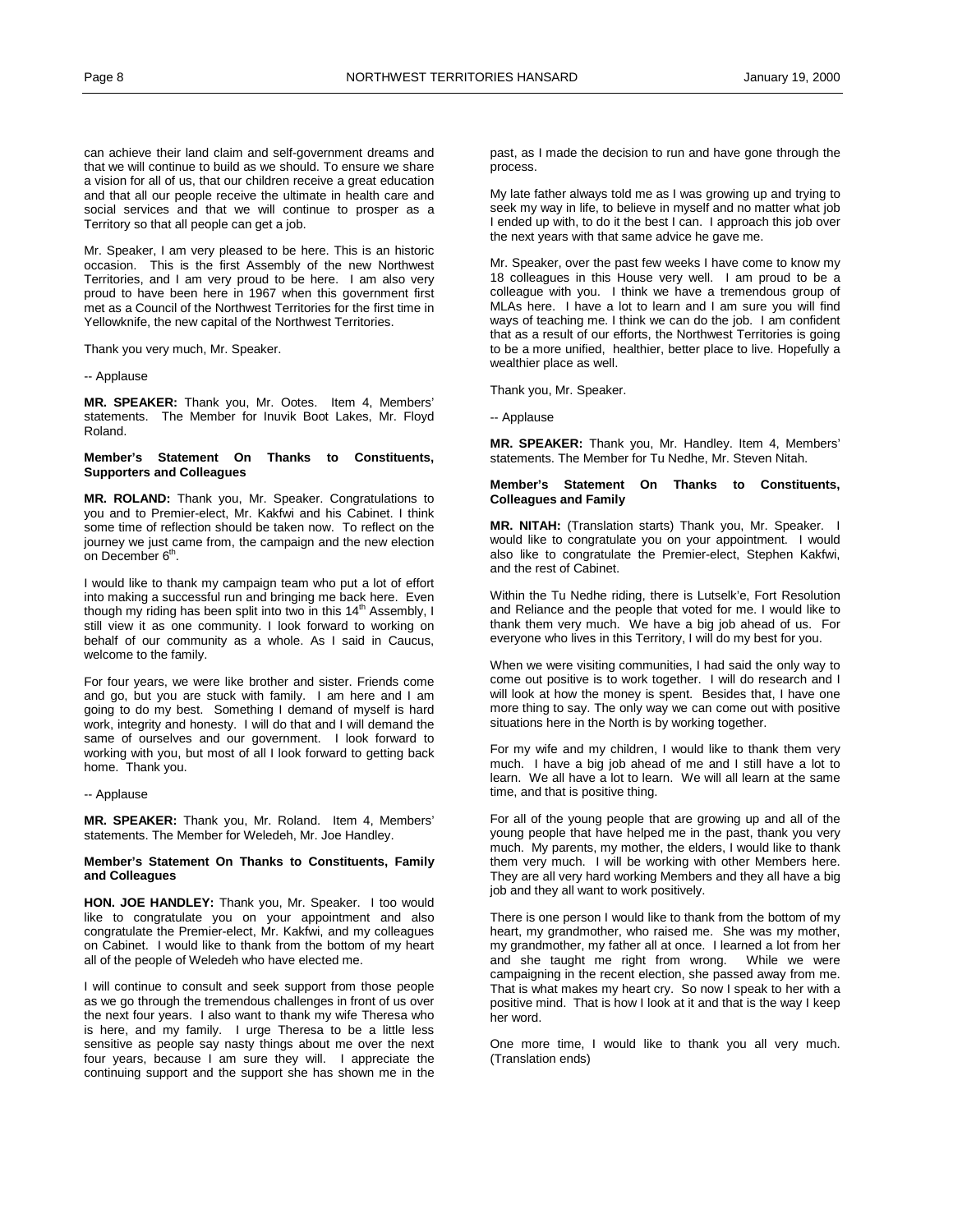can achieve their land claim and self-government dreams and that we will continue to build as we should. To ensure we share a vision for all of us, that our children receive a great education and that all our people receive the ultimate in health care and social services and that we will continue to prosper as a Territory so that all people can get a job.

Mr. Speaker, I am very pleased to be here. This is an historic occasion. This is the first Assembly of the new Northwest Territories, and I am very proud to be here. I am also very proud to have been here in 1967 when this government first met as a Council of the Northwest Territories for the first time in Yellowknife, the new capital of the Northwest Territories.

Thank you very much, Mr. Speaker.

-- Applause

**MR. SPEAKER:** Thank you, Mr. Ootes. Item 4, Members' statements. The Member for Inuvik Boot Lakes, Mr. Floyd Roland.

**Member's Statement On Thanks to Constituents, Supporters and Colleagues**

**MR. ROLAND:** Thank you, Mr. Speaker. Congratulations to you and to Premier-elect, Mr. Kakfwi and his Cabinet. I think some time of reflection should be taken now. To reflect on the journey we just came from, the campaign and the new election on December 6th.

I would like to thank my campaign team who put a lot of effort into making a successful run and bringing me back here. Even though my riding has been split into two in this 14th Assembly, I still view it as one community. I look forward to working on behalf of our community as a whole. As I said in Caucus, welcome to the family.

For four years, we were like brother and sister. Friends come and go, but you are stuck with family. I am here and I am going to do my best. Something I demand of myself is hard work, integrity and honesty. I will do that and I will demand the same of ourselves and our government. I look forward to working with you, but most of all I look forward to getting back home. Thank you.

-- Applause

**MR. SPEAKER:** Thank you, Mr. Roland. Item 4, Members' statements. The Member for Weledeh, Mr. Joe Handley.

**Member's Statement On Thanks to Constituents, Family and Colleagues**

**HON. JOE HANDLEY:** Thank you, Mr. Speaker. I too would like to congratulate you on your appointment and also congratulate the Premier-elect, Mr. Kakfwi, and my colleagues on Cabinet. I would like to thank from the bottom of my heart all of the people of Weledeh who have elected me.

I will continue to consult and seek support from those people as we go through the tremendous challenges in front of us over the next four years. I also want to thank my wife Theresa who is here, and my family. I urge Theresa to be a little less sensitive as people say nasty things about me over the next four years, because I am sure they will. I appreciate the continuing support and the support she has shown me in the past, as I made the decision to run and have gone through the process.

My late father always told me as I was growing up and trying to seek my way in life, to believe in myself and no matter what job I ended up with, to do it the best I can. I approach this job over the next years with that same advice he gave me.

Mr. Speaker, over the past few weeks I have come to know my 18 colleagues in this House very well. I am proud to be a colleague with you. I think we have a tremendous group of MLAs here. I have a lot to learn and I am sure you will find ways of teaching me. I think we can do the job. I am confident that as a result of our efforts, the Northwest Territories is going to be a more unified, healthier, better place to live. Hopefully a wealthier place as well.

Thank you, Mr. Speaker.

-- Applause

**MR. SPEAKER:** Thank you, Mr. Handley. Item 4, Members' statements. The Member for Tu Nedhe, Mr. Steven Nitah.

**Member's Statement On Thanks to Constituents, Colleagues and Family**

**MR. NITAH:** (Translation starts) Thank you, Mr. Speaker. I would like to congratulate you on your appointment. I would also like to congratulate the Premier-elect, Stephen Kakfwi, and the rest of Cabinet.

Within the Tu Nedhe riding, there is Lutselk'e, Fort Resolution and Reliance and the people that voted for me. I would like to thank them very much. We have a big job ahead of us. For everyone who lives in this Territory, I will do my best for you.

When we were visiting communities, I had said the only way to come out positive is to work together. I will do research and I will look at how the money is spent. Besides that, I have one more thing to say. The only way we can come out with positive situations here in the North is by working together.

For my wife and my children, I would like to thank them very much. I have a big job ahead of me and I still have a lot to learn. We all have a lot to learn. We will all learn at the same time, and that is positive thing.

For all of the young people that are growing up and all of the young people that have helped me in the past, thank you very much. My parents, my mother, the elders, I would like to thank them very much. I will be working with other Members here. They are all very hard working Members and they all have a big job and they all want to work positively.

There is one person I would like to thank from the bottom of my heart, my grandmother, who raised me. She was my mother, my grandfather, my father all at once. I learned a lot from her and she taught me right from wrong. While we were campaigning in the recent election, she passed away from me. That is what makes my heart cry. So now I speak to her with a positive mind. That is how I look at it and that is the way I keep her word.

One more time, I would like to thank you all very much. (Translation ends)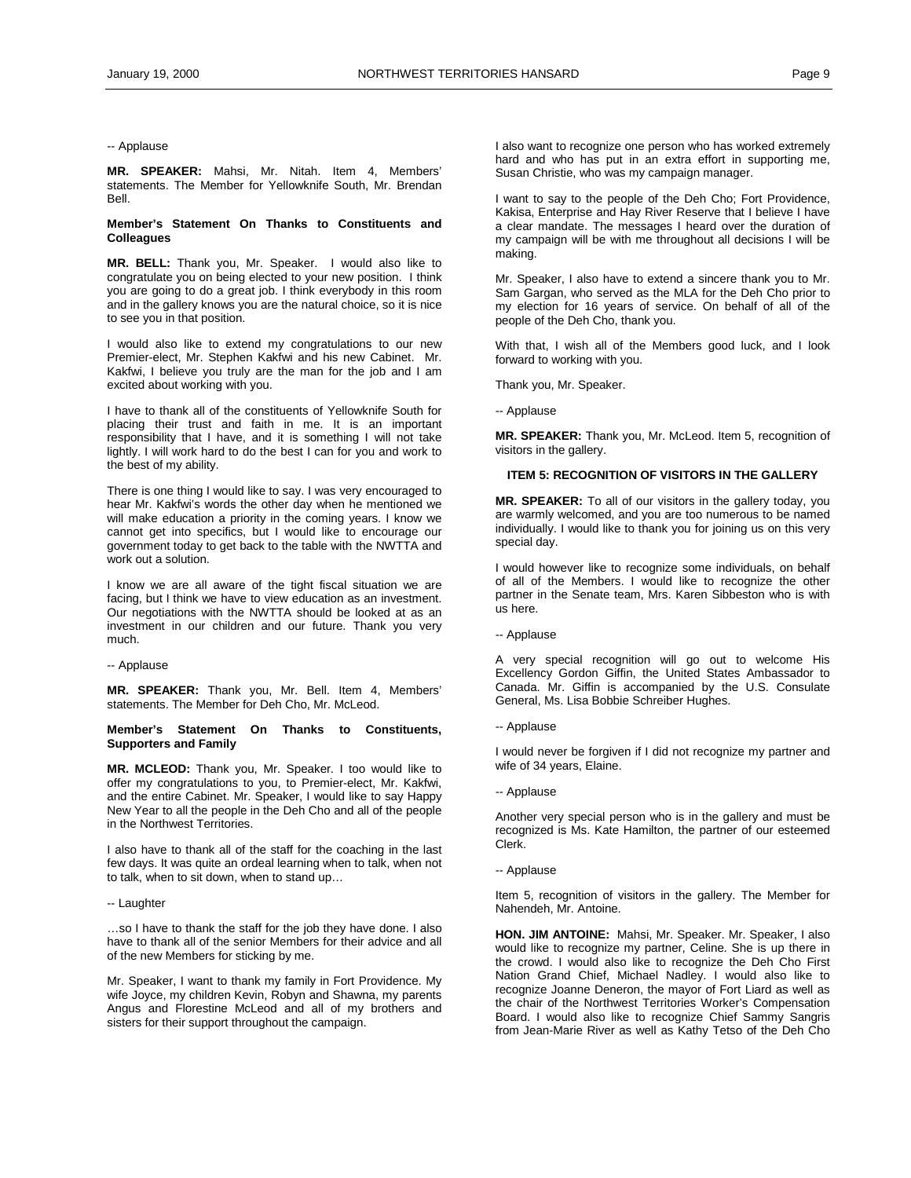-- Applause

**MR. SPEAKER:** Mahsi, Mr. Nitah. Item 4, Members' statements. The Member for Yellowknife South, Mr. Brendan Bell.

**Member's Statement On Thanks to Constituents and Colleagues**

**MR. BELL:** Thank you, Mr. Speaker. I would also like to congratulate you on being elected to your new position. I think you are going to do a great job. I think everybody in this room and in the gallery knows you are the natural choice, so it is nice to see you in that position.

I would also like to extend my congratulations to our new Premier-elect, Mr. Stephen Kakfwi and his new Cabinet. Mr. Kakfwi, I believe you truly are the man for the job and I am excited about working with you.

I have to thank all of the constituents of Yellowknife South for placing their trust and faith in me. It is an important responsibility that I have, and it is something I will not take lightly. I will work hard to do the best I can for you and work to the best of my ability.

There is one thing I would like to say. I was very encouraged to hear Mr. Kakfwi's words the other day when he mentioned we will make education a priority in the coming years. I know we cannot get into specifics, but I would like to encourage our government today to get back to the table with the NWTTA and work out a solution.

I know we are all aware of the tight fiscal situation we are facing, but I think we have to view education as an investment. Our negotiations with the NWTTA should be looked at as an investment in our children and our future. Thank you very much.

-- Applause

**MR. SPEAKER:** Thank you, Mr. Bell. Item 4, Members' statements. The Member for Deh Cho, Mr. McLeod.

**Member's Statement On Thanks to Constituents, Supporters and Family**

**MR. MCLEOD:** Thank you, Mr. Speaker. I too would like to offer my congratulations to you, to Premier-elect, Mr. Kakfwi, and the entire Cabinet. Mr. Speaker, I would like to say Happy New Year to all the people in the Deh Cho and all of the people in the Northwest Territories.

I also have to thank all of the staff for the coaching in the last few days. It was quite an ordeal learning when to talk, when not to talk, when to sit down, when to stand up…

-- Laughter

…so I have to thank the staff for the job they have done. I also have to thank all of the senior Members for their advice and all of the new Members for sticking by me.

Mr. Speaker, I want to thank my family in Fort Providence. My wife Joyce, my children Kevin, Robyn and Shawna, my parents Angus and Florestine McLeod and all of my brothers and sisters for their support throughout the campaign.

I also want to recognize one person who has worked extremely hard and who has put in an extra effort in supporting me, Susan Christie, who was my campaign manager.

I want to say to the people of the Deh Cho; Fort Providence, Kakisa, Enterprise and Hay River Reserve that I believe I have a clear mandate. The messages I heard over the duration of my campaign will be with me throughout all decisions I will be making.

Mr. Speaker, I also have to extend a sincere thank you to Mr. Sam Gargan, who served as the MLA for the Deh Cho prior to my election for 16 years of service. On behalf of all of the people of the Deh Cho, thank you.

With that, I wish all of the Members good luck, and I look forward to working with you.

Thank you, Mr. Speaker.

-- Applause

**MR. SPEAKER:** Thank you, Mr. McLeod. Item 5, recognition of visitors in the gallery.

## ITEM 5: RECOGNITION OF VISITORS IN THE GALLERY

**MR. SPEAKER:** To all of our visitors in the gallery today, you are warmly welcomed, and you are too numerous to be named individually. I would like to thank you for joining us on this very special day.

I would however like to recognize some individuals, on behalf of all of the Members. I would like to recognize the other partner in the Senate team, Mrs. Karen Sibbeston who is with us here.

-- Applause

A very special recognition will go out to welcome His Excellency Gordon Giffin, the United States Ambassador to Canada. Mr. Giffin is accompanied by the U.S. Consulate General, Ms. Lisa Bobbie Schreiber Hughes.

-- Applause

I would never be forgiven if I did not recognize my partner and wife of 34 years, Elaine.

-- Applause

Another very special person who is in the gallery and must be recognized is Ms. Kate Hamilton, the partner of our esteemed Clerk.

-- Applause

Item 5, recognition of visitors in the gallery. The Member for Nahendeh, Mr. Antoine.

**HON. JIM ANTOINE:** Mahsi, Mr. Speaker. Mr. Speaker, I also would like to recognize my partner, Celine. She is up there in the crowd. I would also like to recognize the Deh Cho First Nation Grand Chief, Michael Nadley. I would also like to recognize Joanne Deneron, the mayor of Fort Liard as well as the chair of the Northwest Territories Worker's Compensation Board. I would also like to recognize Chief Sammy Sangris from Jean-Marie River as well as Kathy Tetso of the Deh Cho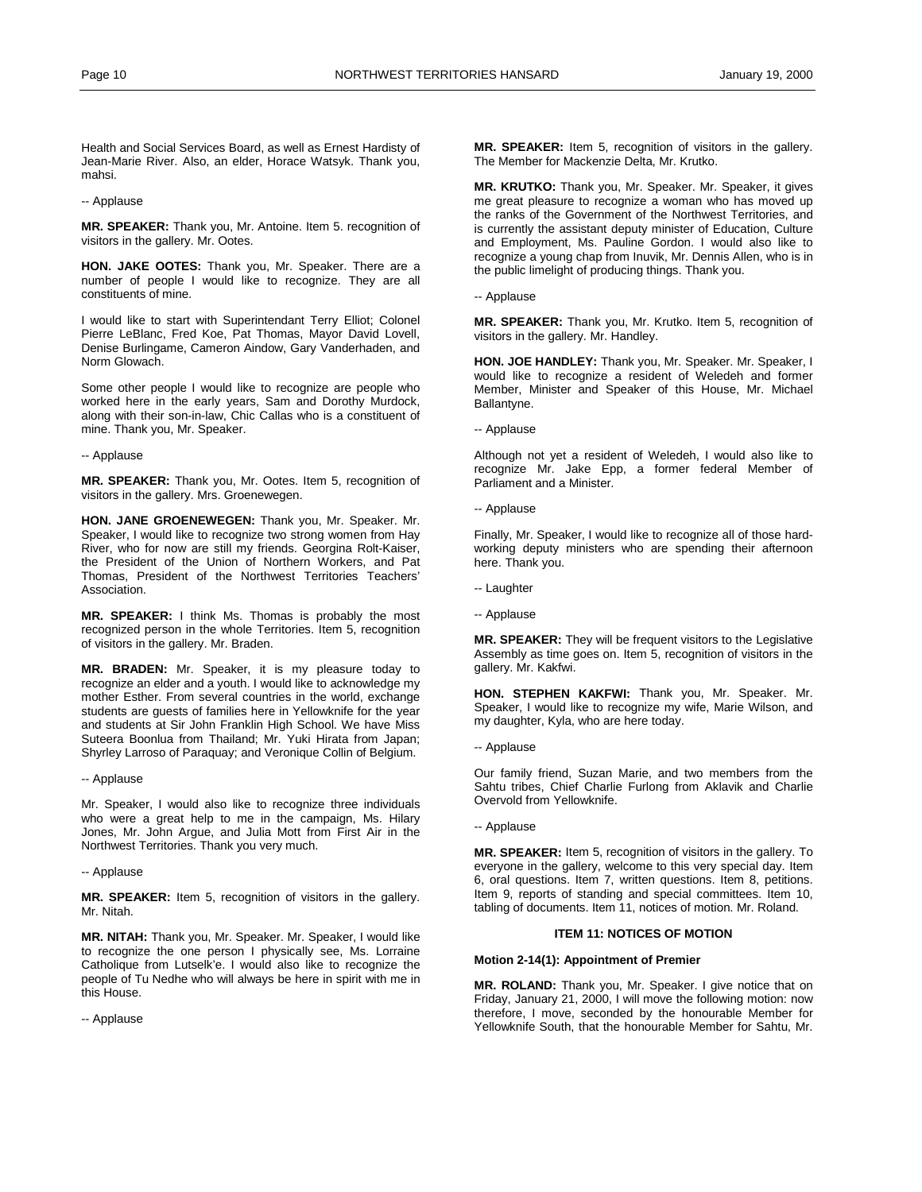Health and Social Services Board, as well as Ernest Hardisty of Jean-Marie River. Also, an elder, Horace Watsyk. Thank you, mahsi.

-- Applause

**MR. SPEAKER:** Thank you, Mr. Antoine. Item 5. recognition of visitors in the gallery. Mr. Ootes.

**HON. JAKE OOTES:** Thank you, Mr. Speaker. There are a number of people I would like to recognize. They are all constituents of mine.

I would like to start with Superintendant Terry Elliot; Colonel Pierre LeBlanc, Fred Koe, Pat Thomas, Mayor David Lovell, Denise Burlingame, Cameron Aindow, Gary Vanderhaden, and Norm Glowach.

Some other people I would like to recognize are people who worked here in the early years, Sam and Dorothy Murdock, along with their son-in-law, Chic Callas who is a constituent of mine. Thank you, Mr. Speaker.

-- Applause

**MR. SPEAKER:** Thank you, Mr. Ootes. Item 5, recognition of visitors in the gallery. Mrs. Groenewegen.

**HON. JANE GROENEWEGEN:** Thank you, Mr. Speaker. Mr. Speaker, I would like to recognize two strong women from Hay River, who for now are still my friends. Georgina Rolt-Kaiser, the President of the Union of Northern Workers, and Pat Thomas, President of the Northwest Territories Teachers' Association.

**MR. SPEAKER:** I think Ms. Thomas is probably the most recognized person in the whole Territories. Item 5, recognition of visitors in the gallery. Mr. Braden.

**MR. BRADEN:** Mr. Speaker, it is my pleasure today to recognize an elder and a youth. I would like to acknowledge my mother Esther. From several countries in the world, exchange students are guests of families here in Yellowknife for the year and students at Sir John Franklin High School. We have Miss Suteera Boonlua from Thailand; Mr. Yuki Hirata from Japan; Shyrley Larroso of Paraquay; and Veronique Collin of Belgium.

-- Applause

Mr. Speaker, I would also like to recognize three individuals who were a great help to me in the campaign, Ms. Hilary Jones, Mr. John Argue, and Julia Mott from First Air in the Northwest Territories. Thank you very much.

-- Applause

**MR. SPEAKER:** Item 5, recognition of visitors in the gallery. Mr. Nitah.

**MR. NITAH:** Thank you, Mr. Speaker. Mr. Speaker, I would like to recognize the one person I physically see, Ms. Lorraine Catholique from Lutselk'e. I would also like to recognize the people of Tu Nedhe who will always be here in spirit with me in this House.

-- Applause

**MR. SPEAKER:** Item 5, recognition of visitors in the gallery. The Member for Mackenzie Delta, Mr. Krutko.

**MR. KRUTKO:** Thank you, Mr. Speaker. Mr. Speaker, it gives me great pleasure to recognize a woman who has moved up the ranks of the Government of the Northwest Territories, and is currently the assistant deputy minister of Education, Culture and Employment, Ms. Pauline Gordon. I would also like to recognize a young chap from Inuvik, Mr. Dennis Allen, who is in the public limelight of producing things. Thank you.

-- Applause

**MR. SPEAKER:** Thank you, Mr. Krutko. Item 5, recognition of visitors in the gallery. Mr. Handley.

**HON. JOE HANDLEY:** Thank you, Mr. Speaker. Mr. Speaker, I would like to recognize a resident of Weledeh and former Member, Minister and Speaker of this House, Mr. Michael Ballantyne.

-- Applause

Although not yet a resident of Weledeh, I would also like to recognize Mr. Jake Epp, a former federal Member of Parliament and a Minister.

-- Applause

Finally, Mr. Speaker, I would like to recognize all of those hard-working deputy ministers who are spending their afternoon here. Thank you.

-- Laughter

-- Applause

**MR. SPEAKER:** They will be frequent visitors to the Legislative Assembly as time goes on. Item 5, recognition of visitors in the gallery. Mr. Kakfwi.

**HON. STEPHEN KAKFWI:** Thank you, Mr. Speaker. Mr. Speaker, I would like to recognize my wife, Marie Wilson, and my daughter, Kyla, who are here today.

-- Applause

Our family friend, Suzan Marie, and two members from the Sahtu tribes, Chief Charlie Furlong from Aklavik and Charlie Overvold from Yellowknife.

-- Applause

**MR. SPEAKER:** Item 5, recognition of visitors in the gallery. To everyone in the gallery, welcome to this very special day. Item 6, oral questions. Item 7, written questions. Item 8, petitions. Item 9, reports of standing and special committees. Item 10, tabling of documents. Item 11, notices of motion. Mr. Roland.

## ITEM 11: NOTICES OF MOTION

### Motion 2-14(1): Appointment of Premier

**MR. ROLAND:** Thank you, Mr. Speaker. I give notice that on Friday, January 21, 2000, I will move the following motion: now therefore, I move, seconded by the honourable Member for Yellowknife South, that the honourable Member for Sahtu, Mr.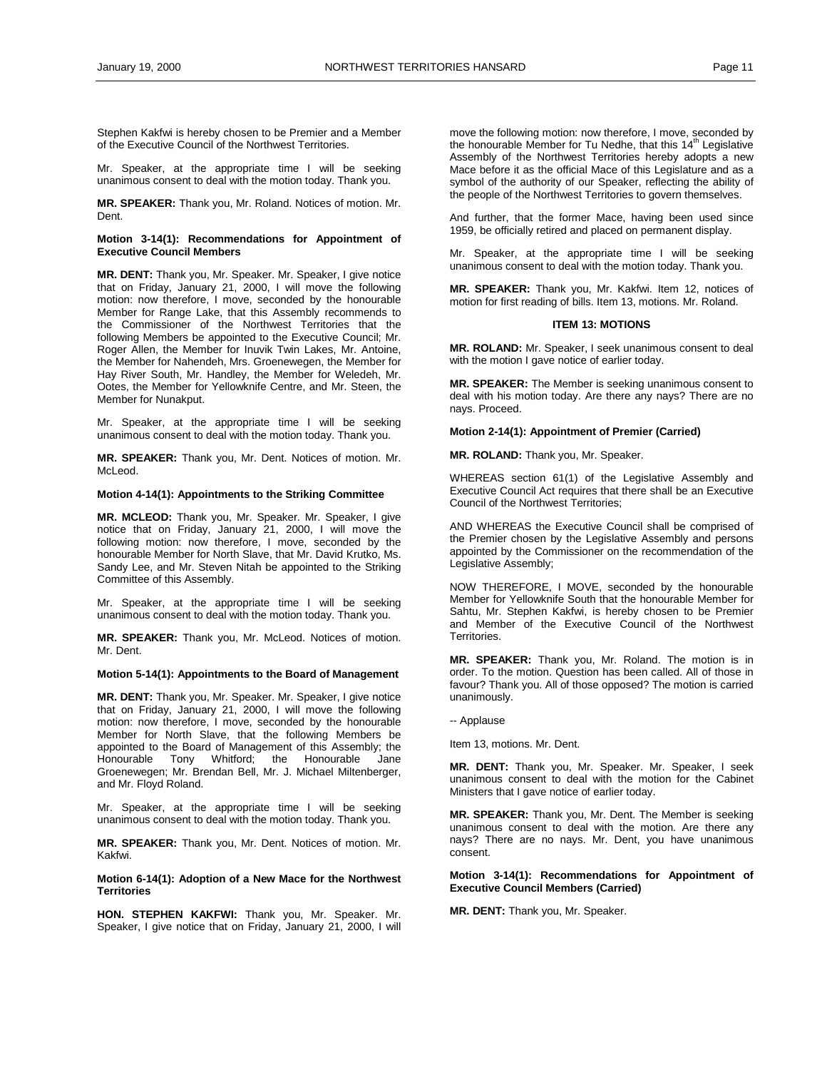Stephen Kakfwi is hereby chosen to be Premier and a Member of the Executive Council of the Northwest Territories.

Mr. Speaker, at the appropriate time I will be seeking unanimous consent to deal with the motion today. Thank you.

**MR. SPEAKER:** Thank you, Mr. Roland. Notices of motion. Mr. Dent.

**Motion 3-14(1): Recommendations for Appointment of Executive Council Members**

**MR. DENT:** Thank you, Mr. Speaker. Mr. Speaker, I give notice that on Friday, January 21, 2000, I will move the following motion: now therefore, I move, seconded by the honourable Member for Range Lake, that this Assembly recommends to the Commissioner of the Northwest Territories that the following Members be appointed to the Executive Council; Mr. Roger Allen, the Member for Inuvik Twin Lakes, Mr. Antoine, the Member for Nahendeh, Mrs. Groenewegen, the Member for Hay River South, Mr. Handley, the Member for Weledeh, Mr. Ootes, the Member for Yellowknife Centre, and Mr. Steen, the Member for Nunakput.

Mr. Speaker, at the appropriate time I will be seeking unanimous consent to deal with the motion today. Thank you.

**MR. SPEAKER:** Thank you, Mr. Dent. Notices of motion. Mr. McLeod.

**Motion 4-14(1): Appointments to the Striking Committee**

**MR. MCLEOD:** Thank you, Mr. Speaker. Mr. Speaker, I give notice that on Friday, January 21, 2000, I will move the following motion: now therefore, I move, seconded by the honourable Member for North Slave, that Mr. David Krutko, Ms. Sandy Lee, and Mr. Steven Nitah be appointed to the Striking Committee of this Assembly.

Mr. Speaker, at the appropriate time I will be seeking unanimous consent to deal with the motion today. Thank you.

**MR. SPEAKER:** Thank you, Mr. McLeod. Notices of motion. Mr. Dent.

**Motion 5-14(1): Appointments to the Board of Management**

**MR. DENT:** Thank you, Mr. Speaker. Mr. Speaker, I give notice that on Friday, January 21, 2000, I will move the following motion: now therefore, I move, seconded by the honourable Member for North Slave, that the following Members be appointed to the Board of Management of this Assembly; the Honourable Tony Whitford; the Honourable Jane Groenewegen; Mr. Brendan Bell, Mr. J. Michael Miltenberger, and Mr. Floyd Roland.

Mr. Speaker, at the appropriate time I will be seeking unanimous consent to deal with the motion today. Thank you.

**MR. SPEAKER:** Thank you, Mr. Dent. Notices of motion. Mr. Kakfwi.

**Motion 6-14(1): Adoption of a New Mace for the Northwest Territories**

**HON. STEPHEN KAKFWI:** Thank you, Mr. Speaker. Mr. Speaker, I give notice that on Friday, January 21, 2000, I will move the following motion: now therefore, I move, seconded by the honourable Member for Tu Nedhe, that this 14th Legislative Assembly of the Northwest Territories hereby adopts a new Mace before it as the official Mace of this Legislature and as a symbol of the authority of our Speaker, reflecting the ability of the people of the Northwest Territories to govern themselves.

And further, that the former Mace, having been used since 1959, be officially retired and placed on permanent display.

Mr. Speaker, at the appropriate time I will be seeking unanimous consent to deal with the motion today. Thank you.

**MR. SPEAKER:** Thank you, Mr. Kakfwi. Item 12, notices of motion for first reading of bills. Item 13, motions. Mr. Roland.

**ITEM 13: MOTIONS**

**MR. ROLAND:** Mr. Speaker, I seek unanimous consent to deal with the motion I gave notice of earlier today.

**MR. SPEAKER:** The Member is seeking unanimous consent to deal with his motion today. Are there any nays? There are no nays. Proceed.

**Motion 2-14(1): Appointment of Premier (Carried)**

**MR. ROLAND:** Thank you, Mr. Speaker.

WHEREAS section 61(1) of the Legislative Assembly and Executive Council Act requires that there shall be an Executive Council of the Northwest Territories;

AND WHEREAS the Executive Council shall be comprised of the Premier chosen by the Legislative Assembly and persons appointed by the Commissioner on the recommendation of the Legislative Assembly;

NOW THEREFORE, I MOVE, seconded by the honourable Member for Yellowknife South that the honourable Member for Sahtu, Mr. Stephen Kakfwi, is hereby chosen to be Premier and Member of the Executive Council of the Northwest Territories.

**MR. SPEAKER:** Thank you, Mr. Roland. The motion is in order. To the motion. Question has been called. All of those in favour? Thank you. All of those opposed? The motion is carried unanimously.

-- Applause

Item 13, motions. Mr. Dent.

**MR. DENT:** Thank you, Mr. Speaker. Mr. Speaker, I seek unanimous consent to deal with the motion for the Cabinet Ministers that I gave notice of earlier today.

**MR. SPEAKER:** Thank you, Mr. Dent. The Member is seeking unanimous consent to deal with the motion. Are there any nays? There are no nays. Mr. Dent, you have unanimous consent.

**Motion 3-14(1): Recommendations for Appointment of Executive Council Members (Carried)**

**MR. DENT:** Thank you, Mr. Speaker.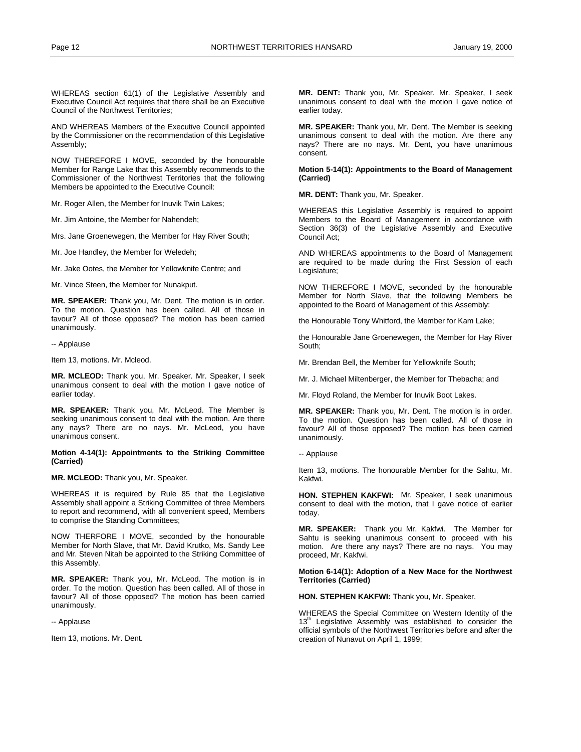WHEREAS section 61(1) of the Legislative Assembly and Executive Council Act requires that there shall be an Executive Council of the Northwest Territories;

AND WHEREAS Members of the Executive Council appointed by the Commissioner on the recommendation of this Legislative Assembly;

NOW THEREFORE I MOVE, seconded by the honourable Member for Range Lake that this Assembly recommends to the Commissioner of the Northwest Territories that the following Members be appointed to the Executive Council:

Mr. Roger Allen, the Member for Inuvik Twin Lakes;

Mr. Jim Antoine, the Member for Nahendeh;

Mrs. Jane Groenewegen, the Member for Hay River South;

Mr. Joe Handley, the Member for Weledeh;

Mr. Jake Ootes, the Member for Yellowknife Centre; and

Mr. Vince Steen, the Member for Nunakput.

**MR. SPEAKER:** Thank you, Mr. Dent. The motion is in order. To the motion. Question has been called. All of those in favour? All of those opposed? The motion has been carried unanimously.

-- Applause

Item 13, motions. Mr. Mcleod.

**MR. MCLEOD:** Thank you, Mr. Speaker. Mr. Speaker, I seek unanimous consent to deal with the motion I gave notice of earlier today.

**MR. SPEAKER:** Thank you, Mr. McLeod. The Member is seeking unanimous consent to deal with the motion. Are there any nays? There are no nays. Mr. McLeod, you have unanimous consent.

**Motion 4-14(1): Appointments to the Striking Committee (Carried)**

**MR. MCLEOD:** Thank you, Mr. Speaker.

WHEREAS it is required by Rule 85 that the Legislative Assembly shall appoint a Striking Committee of three Members to report and recommend, with all convenient speed, Members to comprise the Standing Committees;

NOW THERFORE I MOVE, seconded by the honourable Member for North Slave, that Mr. David Krutko, Ms. Sandy Lee and Mr. Steven Nitah be appointed to the Striking Committee of this Assembly.

**MR. SPEAKER:** Thank you, Mr. McLeod. The motion is in order. To the motion. Question has been called. All of those in favour? All of those opposed? The motion has been carried unanimously.

-- Applause

Item 13, motions. Mr. Dent.

**MR. DENT:** Thank you, Mr. Speaker. Mr. Speaker, I seek unanimous consent to deal with the motion I gave notice of earlier today.

**MR. SPEAKER:** Thank you, Mr. Dent. The Member is seeking unanimous consent to deal with the motion. Are there any nays? There are no nays. Mr. Dent, you have unanimous consent.

**Motion 5-14(1): Appointments to the Board of Management (Carried)**

**MR. DENT:** Thank you, Mr. Speaker.

WHEREAS this Legislative Assembly is required to appoint Members to the Board of Management in accordance with Section 36(3) of the Legislative Assembly and Executive Council Act;

AND WHEREAS appointments to the Board of Management are required to be made during the First Session of each Legislature;

NOW THEREFORE I MOVE, seconded by the honourable Member for North Slave, that the following Members be appointed to the Board of Management of this Assembly:

the Honourable Tony Whitford, the Member for Kam Lake;

the Honourable Jane Groenewegen, the Member for Hay River South;

Mr. Brendan Bell, the Member for Yellowknife South;

Mr. J. Michael Miltenberger, the Member for Thebacha; and

Mr. Floyd Roland, the Member for Inuvik Boot Lakes.

**MR. SPEAKER:** Thank you, Mr. Dent. The motion is in order. To the motion. Question has been called. All of those in favour? All of those opposed? The motion has been carried unanimously.

-- Applause

Item 13, motions. The honourable Member for the Sahtu, Mr. Kakfwi.

**HON. STEPHEN KAKFWI:** Mr. Speaker, I seek unanimous consent to deal with the motion, that I gave notice of earlier today.

**MR. SPEAKER:** Thank you Mr. Kakfwi. The Member for Sahtu is seeking unanimous consent to proceed with his motion. Are there any nays? There are no nays. You may proceed, Mr. Kakfwi.

**Motion 6-14(1): Adoption of a New Mace for the Northwest Territories (Carried)**

**HON. STEPHEN KAKFWI:** Thank you, Mr. Speaker.

WHEREAS the Special Committee on Western Identity of the 13th Legislative Assembly was established to consider the official symbols of the Northwest Territories before and after the creation of Nunavut on April 1, 1999;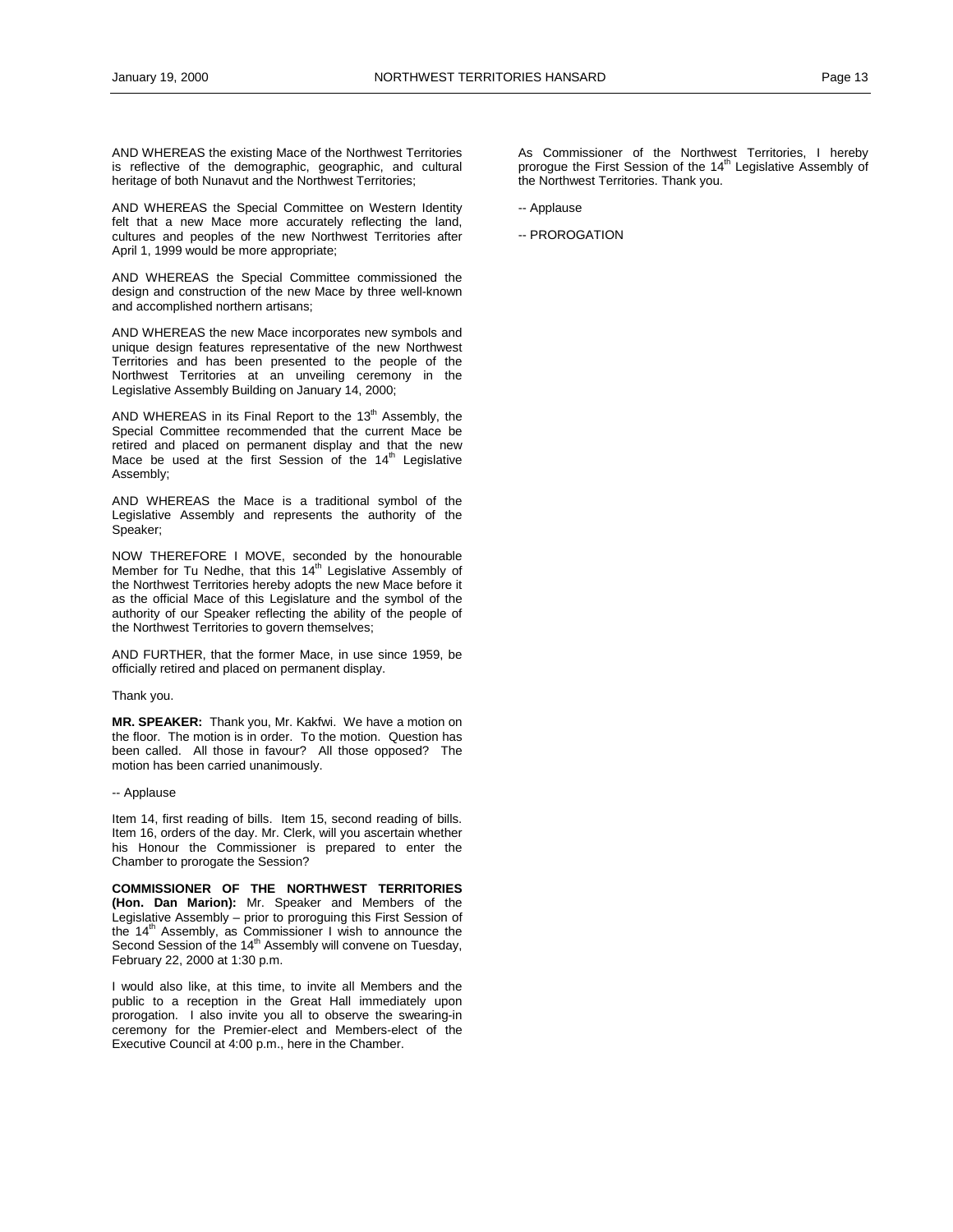AND WHEREAS the existing Mace of the Northwest Territories is reflective of the demographic, geographic, and cultural heritage of both Nunavut and the Northwest Territories;

AND WHEREAS the Special Committee on Western Identity felt that a new Mace more accurately reflecting the land, cultures and peoples of the new Northwest Territories after April 1, 1999 would be more appropriate;

AND WHEREAS the Special Committee commissioned the design and construction of the new Mace by three well-known and accomplished northern artisans;

AND WHEREAS the new Mace incorporates new symbols and unique design features representative of the new Northwest Territories and has been presented to the people of the Northwest Territories at an unveiling ceremony in the Legislative Assembly Building on January 14, 2000;

AND WHEREAS in its Final Report to the 13th Assembly, the Special Committee recommended that the current Mace be retired and placed on permanent display and that the new Mace be used at the first Session of the 14th Legislative Assembly;

AND WHEREAS the Mace is a traditional symbol of the Legislative Assembly and represents the authority of the Speaker;

NOW THEREFORE I MOVE, seconded by the honourable Member for Tu Nedhe, that this 14th Legislative Assembly of the Northwest Territories hereby adopts the new Mace before it as the official Mace of this Legislature and the symbol of the authority of our Speaker reflecting the ability of the people of the Northwest Territories to govern themselves;

AND FURTHER, that the former Mace, in use since 1959, be officially retired and placed on permanent display.

Thank you.

**MR. SPEAKER:** Thank you, Mr. Kakfwi. We have a motion on the floor. The motion is in order. To the motion. Question has been called. All those in favour? All those opposed? The motion has been carried unanimously.

-- Applause

Item 14, first reading of bills. Item 15, second reading of bills. Item 16, orders of the day. Mr. Clerk, will you ascertain whether his Honour the Commissioner is prepared to enter the Chamber to prorogate the Session?

**COMMISSIONER OF THE NORTHWEST TERRITORIES (Hon. Dan Marion):** Mr. Speaker and Members of the Legislative Assembly – prior to proroguing this First Session of the 14th Assembly, as Commissioner I wish to announce the Second Session of the 14th Assembly will convene on Tuesday, February 22, 2000 at 1:30 p.m.

I would also like, at this time, to invite all Members and the public to a reception in the Great Hall immediately upon prorogation. I also invite you all to observe the swearing-in ceremony for the Premier-elect and Members-elect of the Executive Council at 4:00 p.m., here in the Chamber.

As Commissioner of the Northwest Territories, I hereby prorogue the First Session of the 14th Legislative Assembly of the Northwest Territories. Thank you.

-- Applause

-- PROROGATION